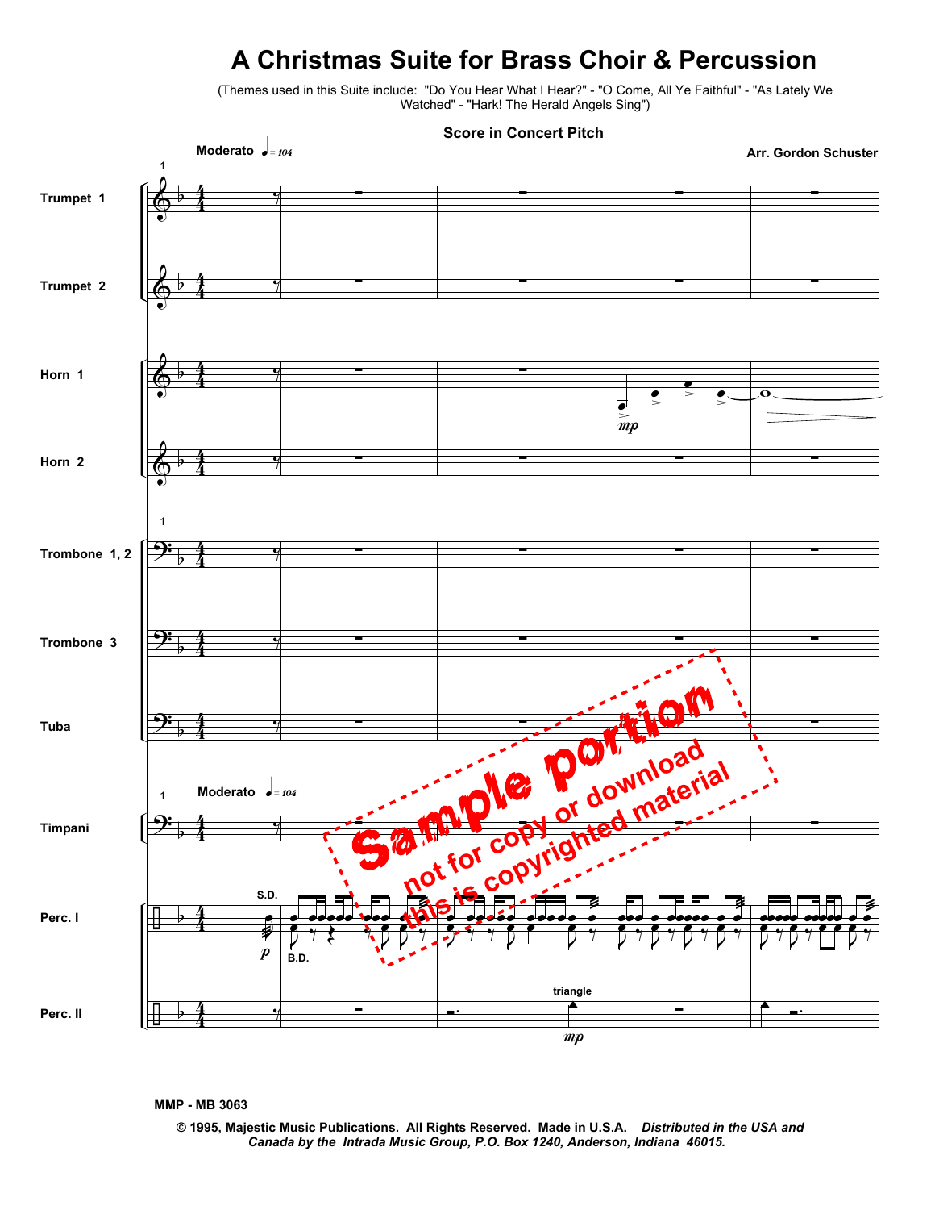# A Christmas Suite for Brass Choir & Percussion

(Themes used in this Suite include: "Do You Hear What I Hear?" - "O Come, All Ye Faithful" - "As Lately We Watched" - "Hark! The Herald Angels Sing")

**Score in Concert Pitch**

**Arr. Gordon Schuster**

MMP - MB 3063

© 1995, Majestic Music Publications. All Rights Reserved. Made in U.S.A. *Distributed in the USA and Canada by the Intrada Music Group, P.O. Box 1240, Anderson, Indiana 46015.*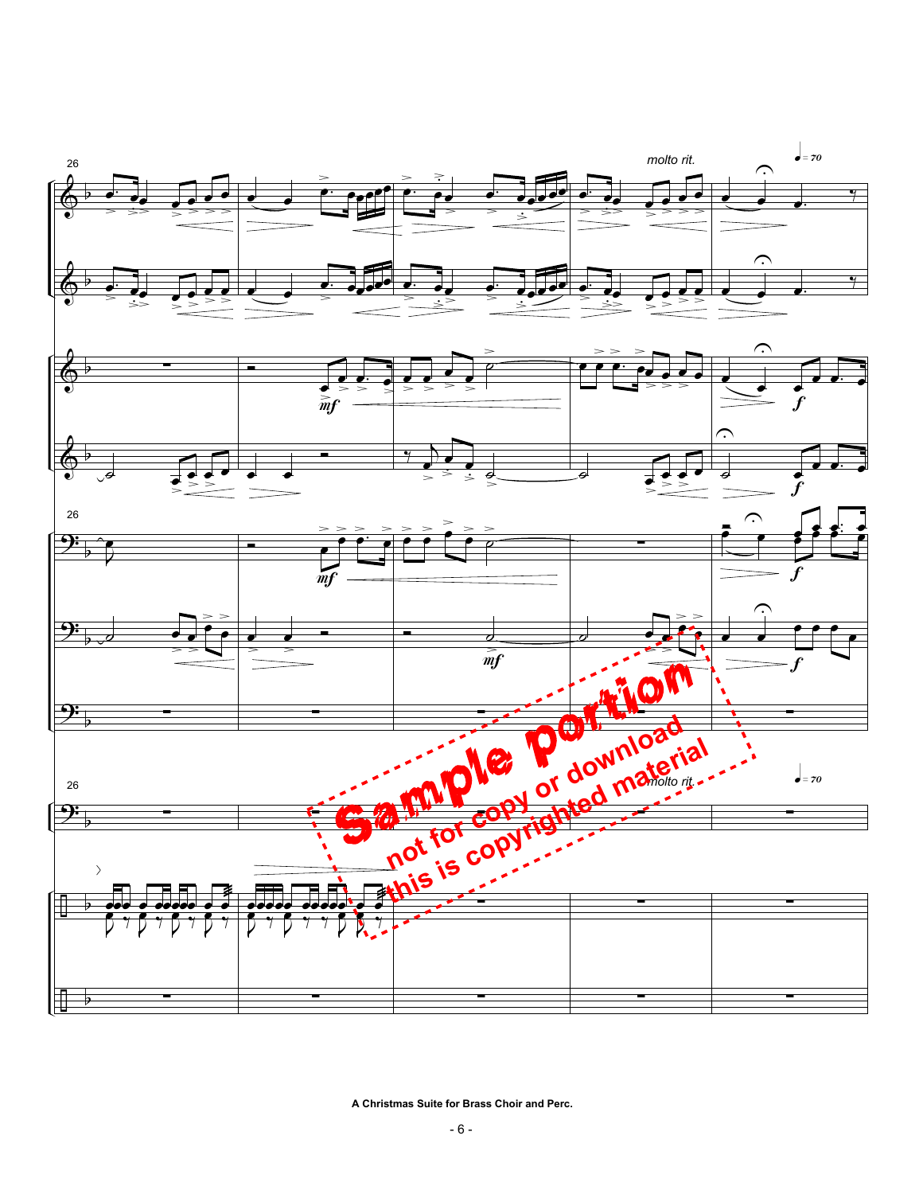Sample portion

not for copy or download

this is copyrighted material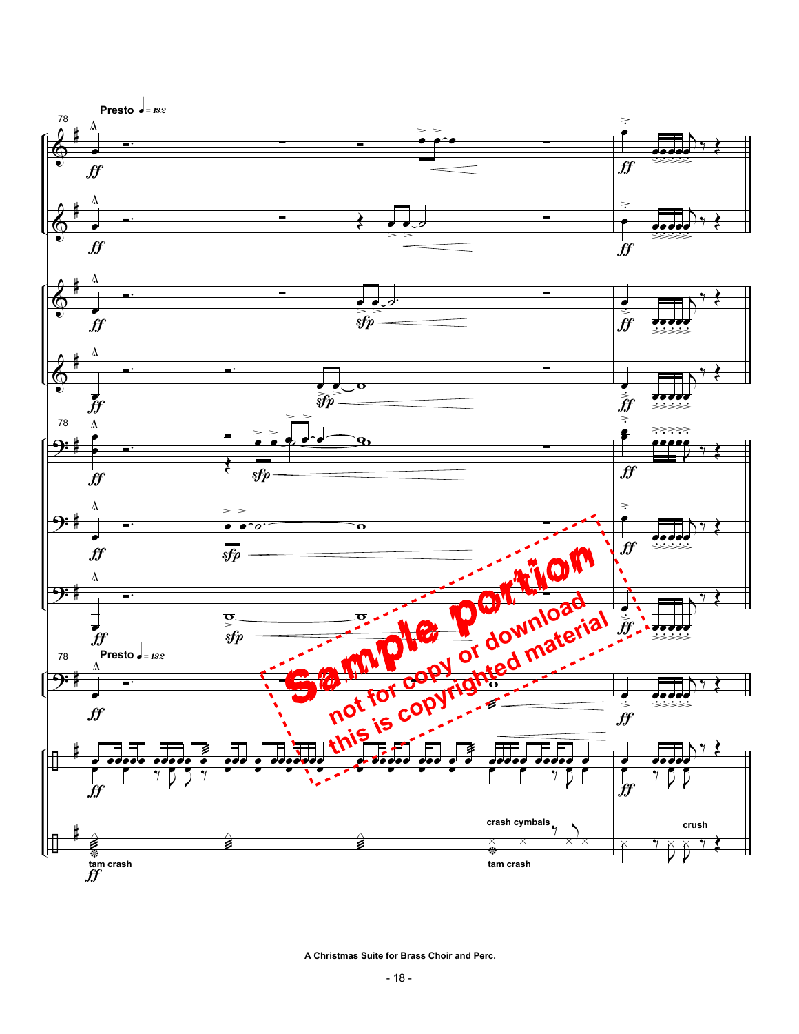Presto ♩= 132

78

tam crash

crash cymbals

tam crash

crush

Sample portion

not for copy or download

this is copyrighted material